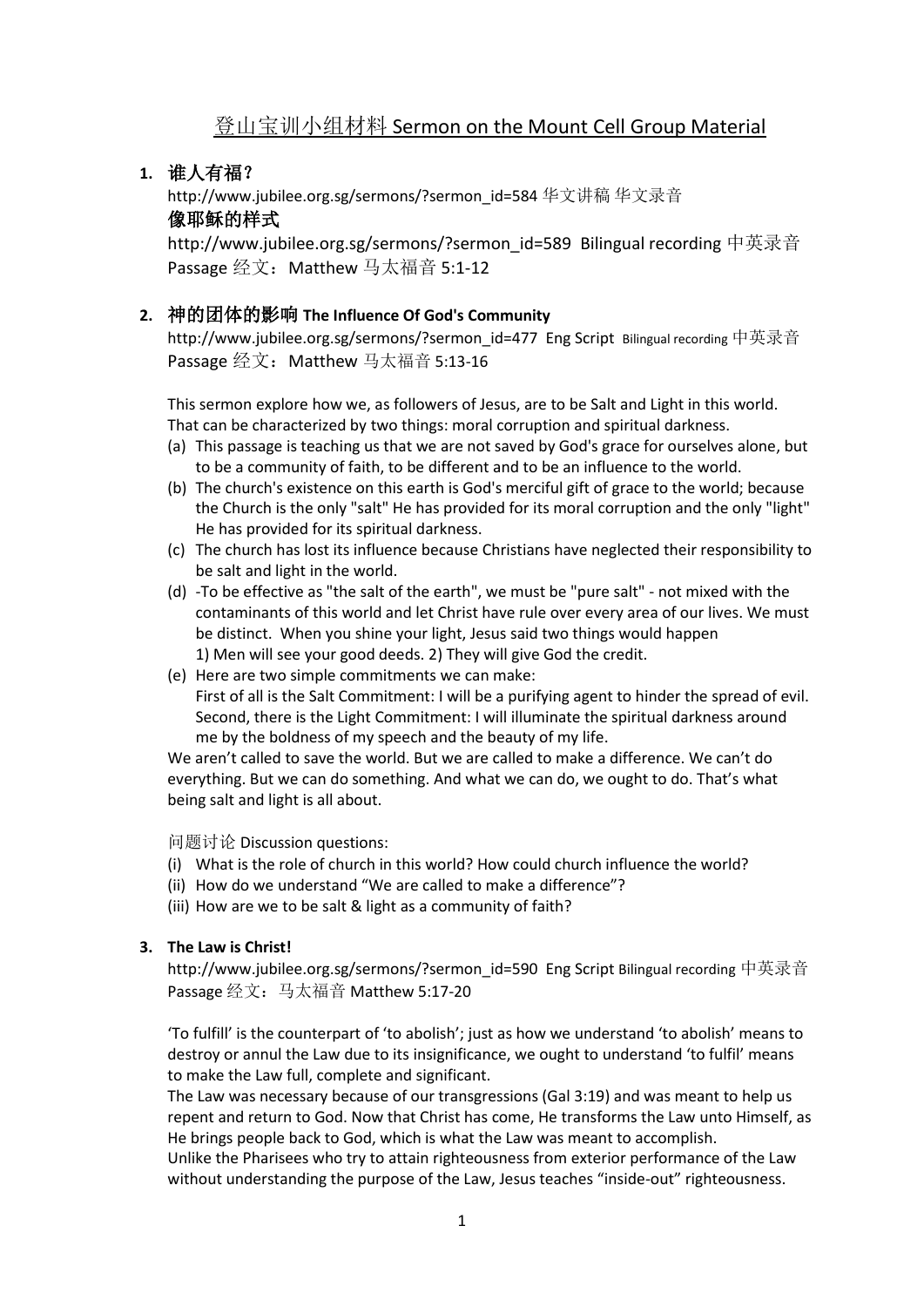# 登山宝训小组材料 Sermon on the Mount Cell Group Material

## 1. 谁人有福？

http://www.jubilee.org.sg/sermons/?sermon_id=584 华文讲稿 华文录音

**像耶稣的样式**

http://www.jubilee.org.sg/sermons/?sermon_id=589 Bilingual recording 中英录音

Passage 经文：Matthew 马太福音 5:1-12

## 2. 神的团体的影响 The Influence Of God's Community

http://www.jubilee.org.sg/sermons/?sermon_id=477 Eng Script Bilingual recording 中英录音

Passage 经文：Matthew 马太福音 5:13-16

This sermon explore how we, as followers of Jesus, are to be Salt and Light in this world. That can be characterized by two things: moral corruption and spiritual darkness.

(a) This passage is teaching us that we are not saved by God's grace for ourselves alone, but to be a community of faith, to be different and to be an influence to the world.
(b) The church's existence on this earth is God's merciful gift of grace to the world; because the Church is the only "salt" He has provided for its moral corruption and the only "light" He has provided for its spiritual darkness.
(c) The church has lost its influence because Christians have neglected their responsibility to be salt and light in the world.
(d) -To be effective as "the salt of the earth", we must be "pure salt" - not mixed with the contaminants of this world and let Christ have rule over every area of our lives. We must be distinct. When you shine your light, Jesus said two things would happen
   1) Men will see your good deeds. 2) They will give God the credit.
(e) Here are two simple commitments we can make:
   First of all is the Salt Commitment: I will be a purifying agent to hinder the spread of evil. Second, there is the Light Commitment: I will illuminate the spiritual darkness around me by the boldness of my speech and the beauty of my life.

We aren't called to save the world. But we are called to make a difference. We can't do everything. But we can do something. And what we can do, we ought to do. That's what being salt and light is all about.

问题讨论 Discussion questions:

(i) What is the role of church in this world? How could church influence the world?
(ii) How do we understand "We are called to make a difference"?
(iii) How are we to be salt & light as a community of faith?

## 3. The Law is Christ!

http://www.jubilee.org.sg/sermons/?sermon_id=590 Eng Script Bilingual recording 中英录音

Passage 经文：马太福音 Matthew 5:17-20

'To fulfill' is the counterpart of 'to abolish'; just as how we understand 'to abolish' means to destroy or annul the Law due to its insignificance, we ought to understand 'to fulfil' means to make the Law full, complete and significant.

The Law was necessary because of our transgressions (Gal 3:19) and was meant to help us repent and return to God. Now that Christ has come, He transforms the Law unto Himself, as He brings people back to God, which is what the Law was meant to accomplish.

Unlike the Pharisees who try to attain righteousness from exterior performance of the Law without understanding the purpose of the Law, Jesus teaches "inside-out" righteousness.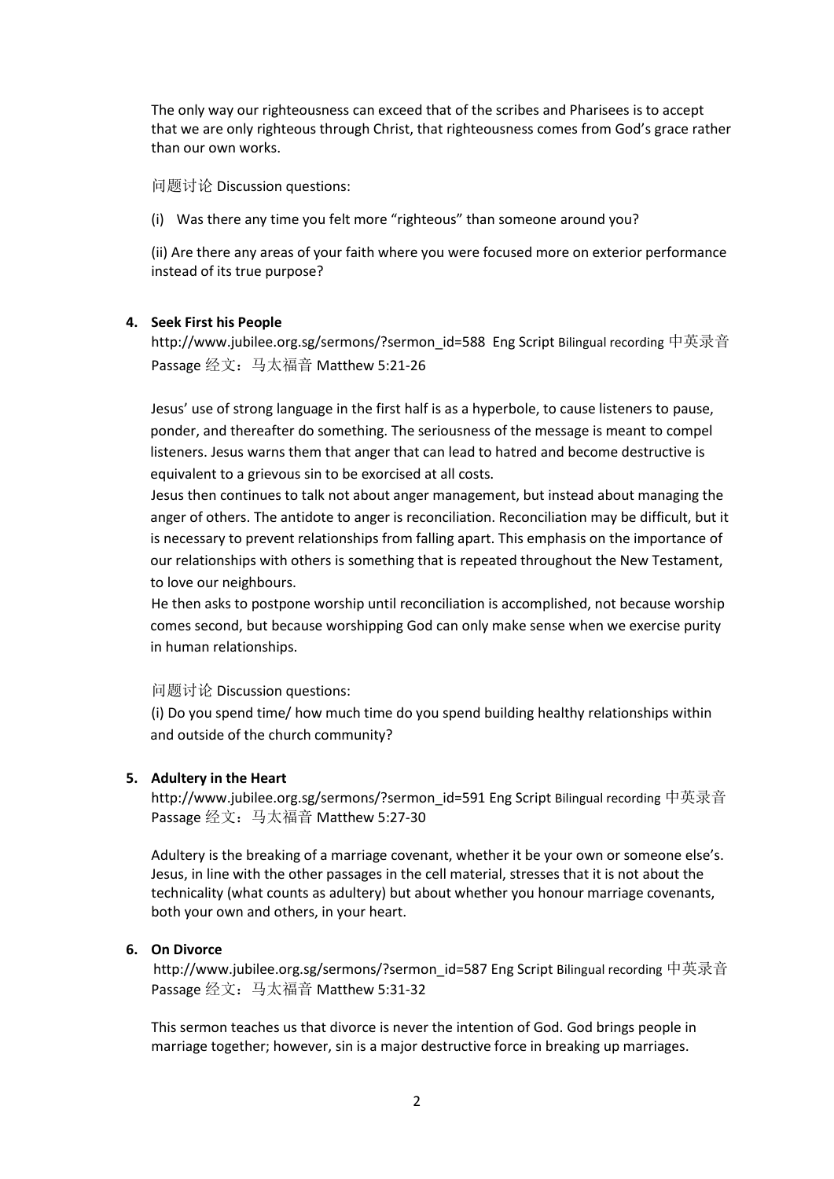The only way our righteousness can exceed that of the scribes and Pharisees is to accept that we are only righteous through Christ, that righteousness comes from God's grace rather than our own works.

问题讨论 Discussion questions:

(i) Was there any time you felt more "righteous" than someone around you?

(ii) Are there any areas of your faith where you were focused more on exterior performance instead of its true purpose?

4. **Seek First his People**
   http://www.jubilee.org.sg/sermons/?sermon_id=588 Eng Script Bilingual recording 中英录音
   Passage 经文：马太福音 Matthew 5:21-26

   Jesus' use of strong language in the first half is as a hyperbole, to cause listeners to pause, ponder, and thereafter do something. The seriousness of the message is meant to compel listeners. Jesus warns them that anger that can lead to hatred and become destructive is equivalent to a grievous sin to be exorcised at all costs.
   Jesus then continues to talk not about anger management, but instead about managing the anger of others. The antidote to anger is reconciliation. Reconciliation may be difficult, but it is necessary to prevent relationships from falling apart. This emphasis on the importance of our relationships with others is something that is repeated throughout the New Testament, to love our neighbours.
   He then asks to postpone worship until reconciliation is accomplished, not because worship comes second, but because worshipping God can only make sense when we exercise purity in human relationships.

   问题讨论 Discussion questions:
   (i) Do you spend time/ how much time do you spend building healthy relationships within and outside of the church community?

5. **Adultery in the Heart**
   http://www.jubilee.org.sg/sermons/?sermon_id=591 Eng Script Bilingual recording 中英录音
   Passage 经文：马太福音 Matthew 5:27-30

   Adultery is the breaking of a marriage covenant, whether it be your own or someone else's. Jesus, in line with the other passages in the cell material, stresses that it is not about the technicality (what counts as adultery) but about whether you honour marriage covenants, both your own and others, in your heart.

6. **On Divorce**
   http://www.jubilee.org.sg/sermons/?sermon_id=587 Eng Script Bilingual recording 中英录音
   Passage 经文：马太福音 Matthew 5:31-32

   This sermon teaches us that divorce is never the intention of God. God brings people in marriage together; however, sin is a major destructive force in breaking up marriages.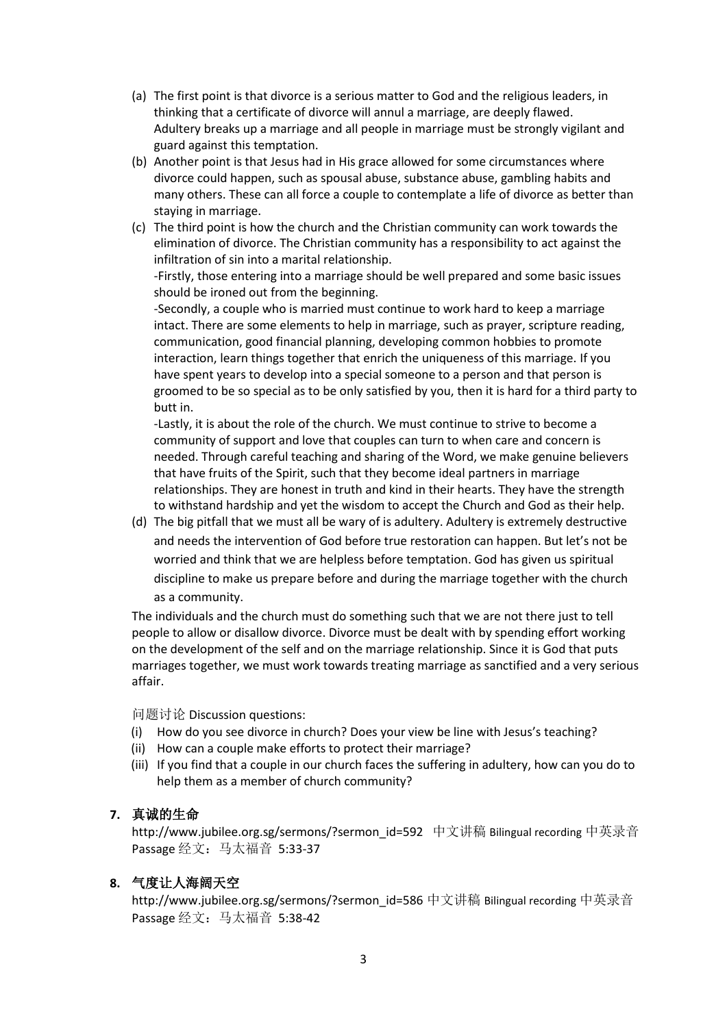(a) The first point is that divorce is a serious matter to God and the religious leaders, in thinking that a certificate of divorce will annul a marriage, are deeply flawed. Adultery breaks up a marriage and all people in marriage must be strongly vigilant and guard against this temptation.

(b) Another point is that Jesus had in His grace allowed for some circumstances where divorce could happen, such as spousal abuse, substance abuse, gambling habits and many others. These can all force a couple to contemplate a life of divorce as better than staying in marriage.

(c) The third point is how the church and the Christian community can work towards the elimination of divorce. The Christian community has a responsibility to act against the infiltration of sin into a marital relationship.

-Firstly, those entering into a marriage should be well prepared and some basic issues should be ironed out from the beginning.

-Secondly, a couple who is married must continue to work hard to keep a marriage intact. There are some elements to help in marriage, such as prayer, scripture reading, communication, good financial planning, developing common hobbies to promote interaction, learn things together that enrich the uniqueness of this marriage. If you have spent years to develop into a special someone to a person and that person is groomed to be so special as to be only satisfied by you, then it is hard for a third party to butt in.

-Lastly, it is about the role of the church. We must continue to strive to become a community of support and love that couples can turn to when care and concern is needed. Through careful teaching and sharing of the Word, we make genuine believers that have fruits of the Spirit, such that they become ideal partners in marriage relationships. They are honest in truth and kind in their hearts. They have the strength to withstand hardship and yet the wisdom to accept the Church and God as their help.

(d) The big pitfall that we must all be wary of is adultery. Adultery is extremely destructive and needs the intervention of God before true restoration can happen. But let's not be worried and think that we are helpless before temptation. God has given us spiritual discipline to make us prepare before and during the marriage together with the church as a community.

The individuals and the church must do something such that we are not there just to tell people to allow or disallow divorce. Divorce must be dealt with by spending effort working on the development of the self and on the marriage relationship. Since it is God that puts marriages together, we must work towards treating marriage as sanctified and a very serious affair.

问题讨论 Discussion questions:

(i) How do you see divorce in church? Does your view be line with Jesus's teaching?

(ii) How can a couple make efforts to protect their marriage?

(iii) If you find that a couple in our church faces the suffering in adultery, how can you do to help them as a member of church community?

## 7. 真诚的生命

http://www.jubilee.org.sg/sermons/?sermon_id=592 中文讲稿 Bilingual recording 中英录音

Passage 经文：马太福音 5:33-37

## 8. 气度让人海阔天空

http://www.jubilee.org.sg/sermons/?sermon_id=586 中文讲稿 Bilingual recording 中英录音

Passage 经文：马太福音 5:38-42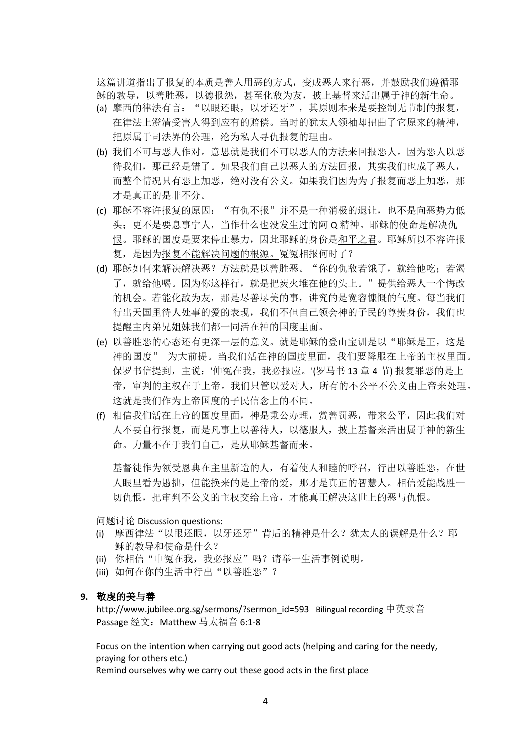这篇讲道指出了报复的本质是善人用恶的方式，变成恶人来行恶，并鼓励我们遵循耶稣的教导，以善胜恶，以德报怨，甚至化敌为友，披上基督来活出属于神的新生命。

(a) 摩西的律法有言："以眼还眼，以牙还牙"，其原则本来是要控制无节制的报复，在律法上澄清受害人得到应有的赔偿。当时的犹太人领袖却扭曲了它原来的精神，把原属于司法界的公理，沦为私人寻仇报复的理由。

(b) 我们不可与恶人作对。意思就是我们不可以恶人的方法来回报恶人。因为恶人以恶待我们，那已经是错了。如果我们自己以恶人的方法回报，其实我们也成了恶人，而整个情况只有恶上加恶，绝对没有公义。如果我们因为为了报复而恶上加恶，那才是真正的是非不分。

(c) 耶稣不容许报复的原因："有仇不报"并不是一种消极的退让，也不是向恶势力低头；更不是要息事宁人，当作什么也没发生过的阿 Q 精神。耶稣的使命是<u>解决仇恨</u>。耶稣的国度是要来停止暴力，因此耶稣的身份是<u>和平之君</u>。耶稣所以不容许报复，是因为<u>报复不能解决问题的根源。</u>冤冤相报何时了？

(d) 耶稣如何来解决解决恶？方法就是以善胜恶。"你的仇敌若饿了，就给他吃；若渴了，就给他喝。因为你这样行，就是把炭火堆在他的头上。"提供给恶人一个悔改的机会。若能化敌为友，那是尽善尽美的事，讲究的是宽容慷慨的气度。每当我们行出天国里待人处事的爱的表现，我们不但自己领会神的子民的尊贵身份，我们也提醒主内弟兄姐妹我们都一同活在神的国度里面。

(e) 以善胜恶的心态还有更深一层的意义。就是耶稣的登山宝训是以"耶稣是王，这是神的国度"　为大前提。当我们活在神的国度里面，我们要降服在上帝的主权里面。保罗书信提到，主说：'伸冤在我，我必报应。'(罗马书 13 章 4 节) 报复罪恶的是上帝，审判的主权在于上帝。我们只管以爱对人，所有的不公平不公义由上帝来处理。这就是我们作为上帝国度的子民信念上的不同。

(f) 相信我们活在上帝的国度里面，神是秉公办理，赏善罚恶，带来公平，因此我们对人不要自行报复，而是凡事上以善待人，以德服人，披上基督来活出属于神的新生命。力量不在于我们自己，是从耶稣基督而来。

基督徒作为领受恩典在主里新造的人，有着使人和睦的呼召，行出以善胜恶，在世人眼里看为愚拙，但能换来的是上帝的爱，那才是真正的智慧人。相信爱能战胜一切仇恨，把审判不公义的主权交给上帝，才能真正解决这世上的恶与仇恨。

问题讨论 Discussion questions:

(i) 摩西律法"以眼还眼，以牙还牙"背后的精神是什么？犹太人的误解是什么？耶稣的教导和使命是什么？
(ii) 你相信"申冤在我，我必报应"吗？请举一生活事例说明。
(iii) 如何在你的生活中行出"以善胜恶"？

**9. 敬虔的美与善**

http://www.jubilee.org.sg/sermons/?sermon_id=593　Bilingual recording 中英录音
Passage 经文：Matthew 马太福音 6:1-8

Focus on the intention when carrying out good acts (helping and caring for the needy, praying for others etc.)
Remind ourselves why we carry out these good acts in the first place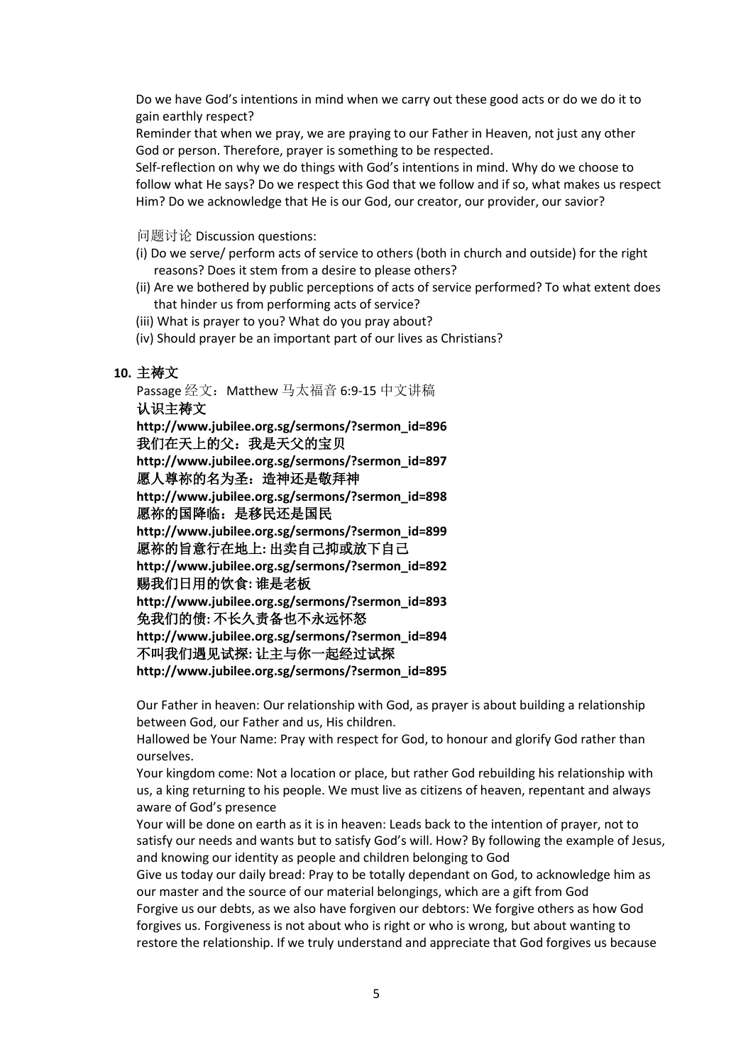Do we have God's intentions in mind when we carry out these good acts or do we do it to gain earthly respect?

Reminder that when we pray, we are praying to our Father in Heaven, not just any other God or person. Therefore, prayer is something to be respected.

Self-reflection on why we do things with God's intentions in mind. Why do we choose to follow what He says? Do we respect this God that we follow and if so, what makes us respect Him? Do we acknowledge that He is our God, our creator, our provider, our savior?

问题讨论 Discussion questions:

(i) Do we serve/ perform acts of service to others (both in church and outside) for the right reasons? Does it stem from a desire to please others?
(ii) Are we bothered by public perceptions of acts of service performed? To what extent does that hinder us from performing acts of service?
(iii) What is prayer to you? What do you pray about?
(iv) Should prayer be an important part of our lives as Christians?

## 10. 主祷文

Passage 经文：Matthew 马太福音 6:9-15 中文讲稿

**认识主祷文**
**http://www.jubilee.org.sg/sermons/?sermon_id=896**
**我们在天上的父：我是天父的宝贝**
**http://www.jubilee.org.sg/sermons/?sermon_id=897**
**愿人尊祢的名为圣：造神还是敬拜神**
**http://www.jubilee.org.sg/sermons/?sermon_id=898**
**愿祢的国降临：是移民还是国民**
**http://www.jubilee.org.sg/sermons/?sermon_id=899**
**愿祢的旨意行在地上: 出卖自己抑或放下自己**
**http://www.jubilee.org.sg/sermons/?sermon_id=892**
**赐我们日用的饮食: 谁是老板**
**http://www.jubilee.org.sg/sermons/?sermon_id=893**
**免我们的债: 不长久责备也不永远怀怒**
**http://www.jubilee.org.sg/sermons/?sermon_id=894**
**不叫我们遇见试探: 让主与你一起经过试探**
**http://www.jubilee.org.sg/sermons/?sermon_id=895**

Our Father in heaven: Our relationship with God, as prayer is about building a relationship between God, our Father and us, His children.

Hallowed be Your Name: Pray with respect for God, to honour and glorify God rather than ourselves.

Your kingdom come: Not a location or place, but rather God rebuilding his relationship with us, a king returning to his people. We must live as citizens of heaven, repentant and always aware of God's presence

Your will be done on earth as it is in heaven: Leads back to the intention of prayer, not to satisfy our needs and wants but to satisfy God's will. How? By following the example of Jesus, and knowing our identity as people and children belonging to God

Give us today our daily bread: Pray to be totally dependant on God, to acknowledge him as our master and the source of our material belongings, which are a gift from God

Forgive us our debts, as we also have forgiven our debtors: We forgive others as how God forgives us. Forgiveness is not about who is right or who is wrong, but about wanting to restore the relationship. If we truly understand and appreciate that God forgives us because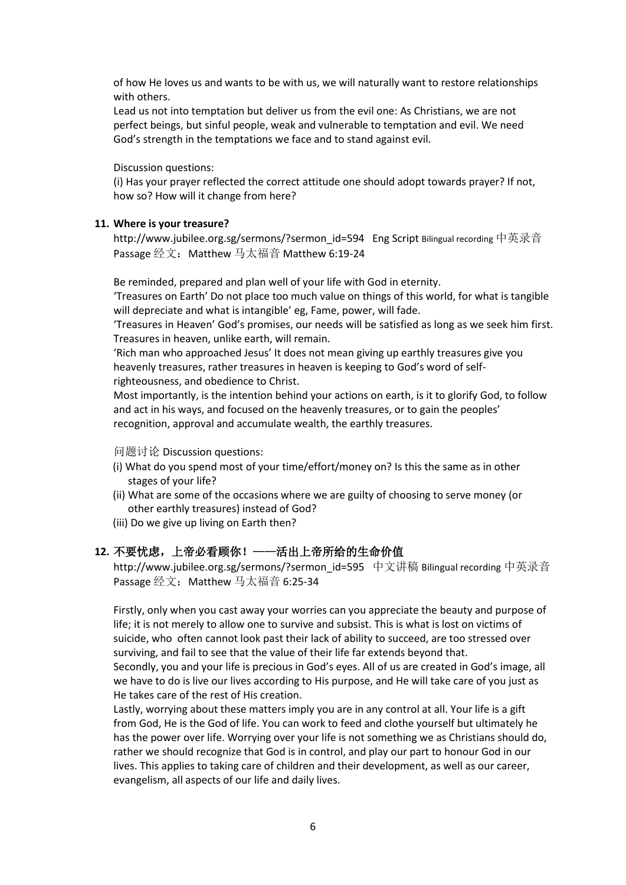of how He loves us and wants to be with us, we will naturally want to restore relationships with others.
Lead us not into temptation but deliver us from the evil one: As Christians, we are not perfect beings, but sinful people, weak and vulnerable to temptation and evil. We need God's strength in the temptations we face and to stand against evil.

Discussion questions:
(i) Has your prayer reflected the correct attitude one should adopt towards prayer? If not, how so? How will it change from here?

**11. Where is your treasure?**

http://www.jubilee.org.sg/sermons/?sermon_id=594 Eng Script Bilingual recording 中英录音
Passage 经文：Matthew 马太福音 Matthew 6:19-24

Be reminded, prepared and plan well of your life with God in eternity.
'Treasures on Earth' Do not place too much value on things of this world, for what is tangible will depreciate and what is intangible' eg, Fame, power, will fade.
'Treasures in Heaven' God's promises, our needs will be satisfied as long as we seek him first. Treasures in heaven, unlike earth, will remain.
'Rich man who approached Jesus' It does not mean giving up earthly treasures give you heavenly treasures, rather treasures in heaven is keeping to God's word of self-righteousness, and obedience to Christ.
Most importantly, is the intention behind your actions on earth, is it to glorify God, to follow and act in his ways, and focused on the heavenly treasures, or to gain the peoples' recognition, approval and accumulate wealth, the earthly treasures.

问题讨论 Discussion questions:
(i) What do you spend most of your time/effort/money on? Is this the same as in other stages of your life?
(ii) What are some of the occasions where we are guilty of choosing to serve money (or other earthly treasures) instead of God?
(iii) Do we give up living on Earth then?

**12. 不要忧虑，上帝必看顾你！——活出上帝所给的生命价值**

http://www.jubilee.org.sg/sermons/?sermon_id=595 中文讲稿 Bilingual recording 中英录音
Passage 经文：Matthew 马太福音 6:25-34

Firstly, only when you cast away your worries can you appreciate the beauty and purpose of life; it is not merely to allow one to survive and subsist. This is what is lost on victims of suicide, who often cannot look past their lack of ability to succeed, are too stressed over surviving, and fail to see that the value of their life far extends beyond that.
Secondly, you and your life is precious in God's eyes. All of us are created in God's image, all we have to do is live our lives according to His purpose, and He will take care of you just as He takes care of the rest of His creation.
Lastly, worrying about these matters imply you are in any control at all. Your life is a gift from God, He is the God of life. You can work to feed and clothe yourself but ultimately he has the power over life. Worrying over your life is not something we as Christians should do, rather we should recognize that God is in control, and play our part to honour God in our lives. This applies to taking care of children and their development, as well as our career, evangelism, all aspects of our life and daily lives.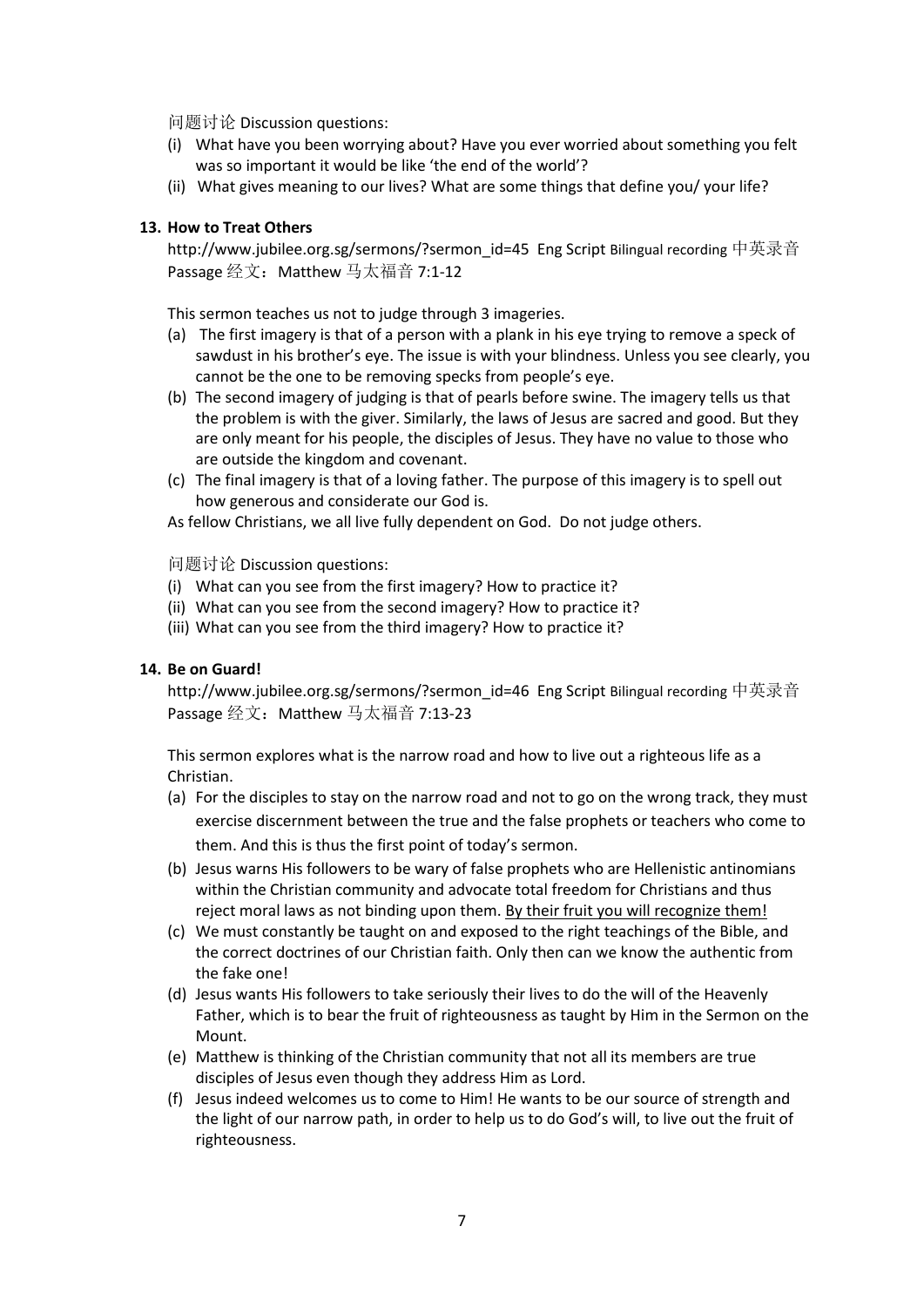问题讨论 Discussion questions:

(i) What have you been worrying about? Have you ever worried about something you felt was so important it would be like 'the end of the world'?
(ii) What gives meaning to our lives? What are some things that define you/ your life?

### 13. How to Treat Others

http://www.jubilee.org.sg/sermons/?sermon_id=45 Eng Script Bilingual recording 中英录音
Passage 经文：Matthew 马太福音 7:1-12

This sermon teaches us not to judge through 3 imageries.

(a) The first imagery is that of a person with a plank in his eye trying to remove a speck of sawdust in his brother's eye. The issue is with your blindness. Unless you see clearly, you cannot be the one to be removing specks from people's eye.
(b) The second imagery of judging is that of pearls before swine. The imagery tells us that the problem is with the giver. Similarly, the laws of Jesus are sacred and good. But they are only meant for his people, the disciples of Jesus. They have no value to those who are outside the kingdom and covenant.
(c) The final imagery is that of a loving father. The purpose of this imagery is to spell out how generous and considerate our God is.

As fellow Christians, we all live fully dependent on God. Do not judge others.

问题讨论 Discussion questions:

(i) What can you see from the first imagery? How to practice it?
(ii) What can you see from the second imagery? How to practice it?
(iii) What can you see from the third imagery? How to practice it?

### 14. Be on Guard!

http://www.jubilee.org.sg/sermons/?sermon_id=46 Eng Script Bilingual recording 中英录音
Passage 经文：Matthew 马太福音 7:13-23

This sermon explores what is the narrow road and how to live out a righteous life as a Christian.

(a) For the disciples to stay on the narrow road and not to go on the wrong track, they must exercise discernment between the true and the false prophets or teachers who come to them. And this is thus the first point of today's sermon.
(b) Jesus warns His followers to be wary of false prophets who are Hellenistic antinomians within the Christian community and advocate total freedom for Christians and thus reject moral laws as not binding upon them. <u>By their fruit you will recognize them!</u>
(c) We must constantly be taught on and exposed to the right teachings of the Bible, and the correct doctrines of our Christian faith. Only then can we know the authentic from the fake one!
(d) Jesus wants His followers to take seriously their lives to do the will of the Heavenly Father, which is to bear the fruit of righteousness as taught by Him in the Sermon on the Mount.
(e) Matthew is thinking of the Christian community that not all its members are true disciples of Jesus even though they address Him as Lord.
(f) Jesus indeed welcomes us to come to Him! He wants to be our source of strength and the light of our narrow path, in order to help us to do God's will, to live out the fruit of righteousness.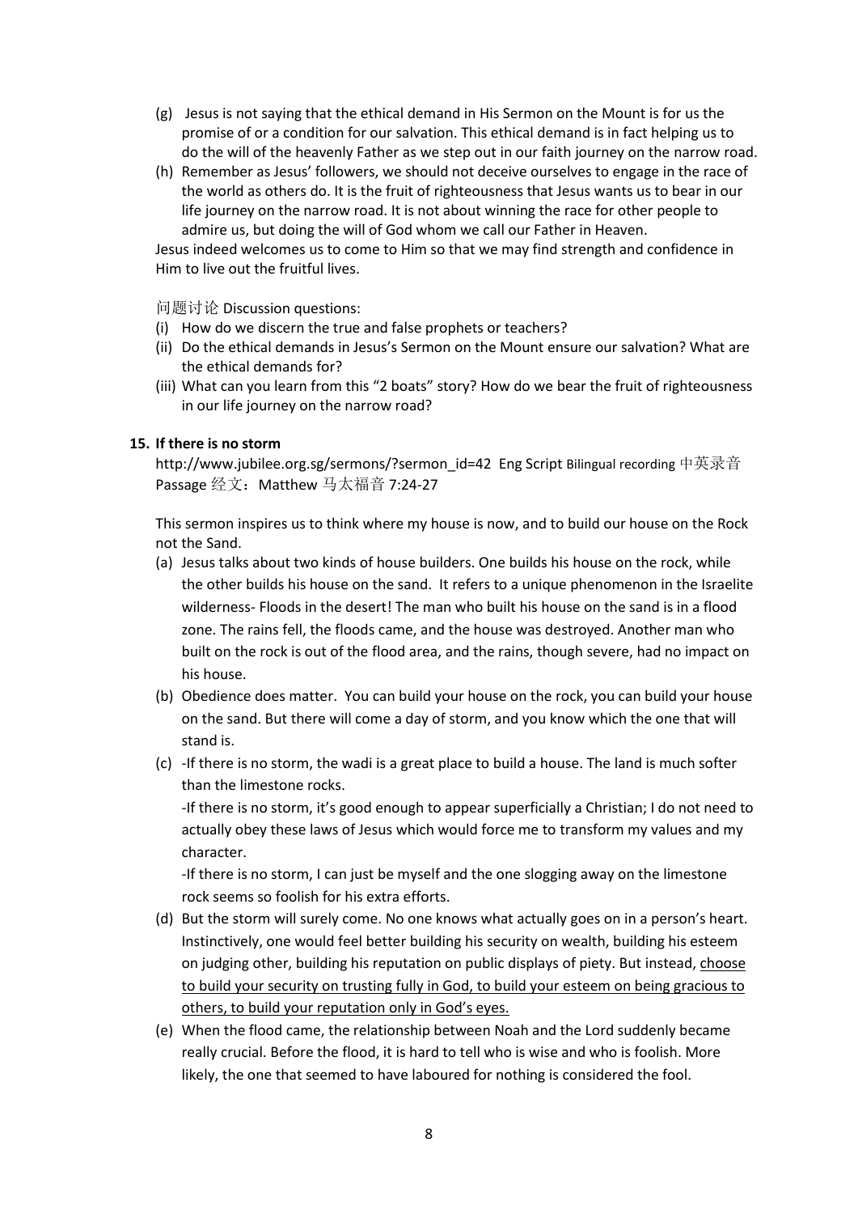(g) Jesus is not saying that the ethical demand in His Sermon on the Mount is for us the promise of or a condition for our salvation. This ethical demand is in fact helping us to do the will of the heavenly Father as we step out in our faith journey on the narrow road.

(h) Remember as Jesus' followers, we should not deceive ourselves to engage in the race of the world as others do. It is the fruit of righteousness that Jesus wants us to bear in our life journey on the narrow road. It is not about winning the race for other people to admire us, but doing the will of God whom we call our Father in Heaven.

Jesus indeed welcomes us to come to Him so that we may find strength and confidence in Him to live out the fruitful lives.

问题讨论 Discussion questions:

(i) How do we discern the true and false prophets or teachers?
(ii) Do the ethical demands in Jesus's Sermon on the Mount ensure our salvation? What are the ethical demands for?
(iii) What can you learn from this "2 boats" story? How do we bear the fruit of righteousness in our life journey on the narrow road?

**15. If there is no storm**

http://www.jubilee.org.sg/sermons/?sermon_id=42 Eng Script Bilingual recording 中英录音
Passage 经文：Matthew 马太福音 7:24-27

This sermon inspires us to think where my house is now, and to build our house on the Rock not the Sand.

(a) Jesus talks about two kinds of house builders. One builds his house on the rock, while the other builds his house on the sand. It refers to a unique phenomenon in the Israelite wilderness- Floods in the desert! The man who built his house on the sand is in a flood zone. The rains fell, the floods came, and the house was destroyed. Another man who built on the rock is out of the flood area, and the rains, though severe, had no impact on his house.

(b) Obedience does matter. You can build your house on the rock, you can build your house on the sand. But there will come a day of storm, and you know which the one that will stand is.

(c) -If there is no storm, the wadi is a great place to build a house. The land is much softer than the limestone rocks.
-If there is no storm, it's good enough to appear superficially a Christian; I do not need to actually obey these laws of Jesus which would force me to transform my values and my character.
-If there is no storm, I can just be myself and the one slogging away on the limestone rock seems so foolish for his extra efforts.

(d) But the storm will surely come. No one knows what actually goes on in a person's heart. Instinctively, one would feel better building his security on wealth, building his esteem on judging other, building his reputation on public displays of piety. But instead, <u>choose to build your security on trusting fully in God, to build your esteem on being gracious to others, to build your reputation only in God's eyes.</u>

(e) When the flood came, the relationship between Noah and the Lord suddenly became really crucial. Before the flood, it is hard to tell who is wise and who is foolish. More likely, the one that seemed to have laboured for nothing is considered the fool.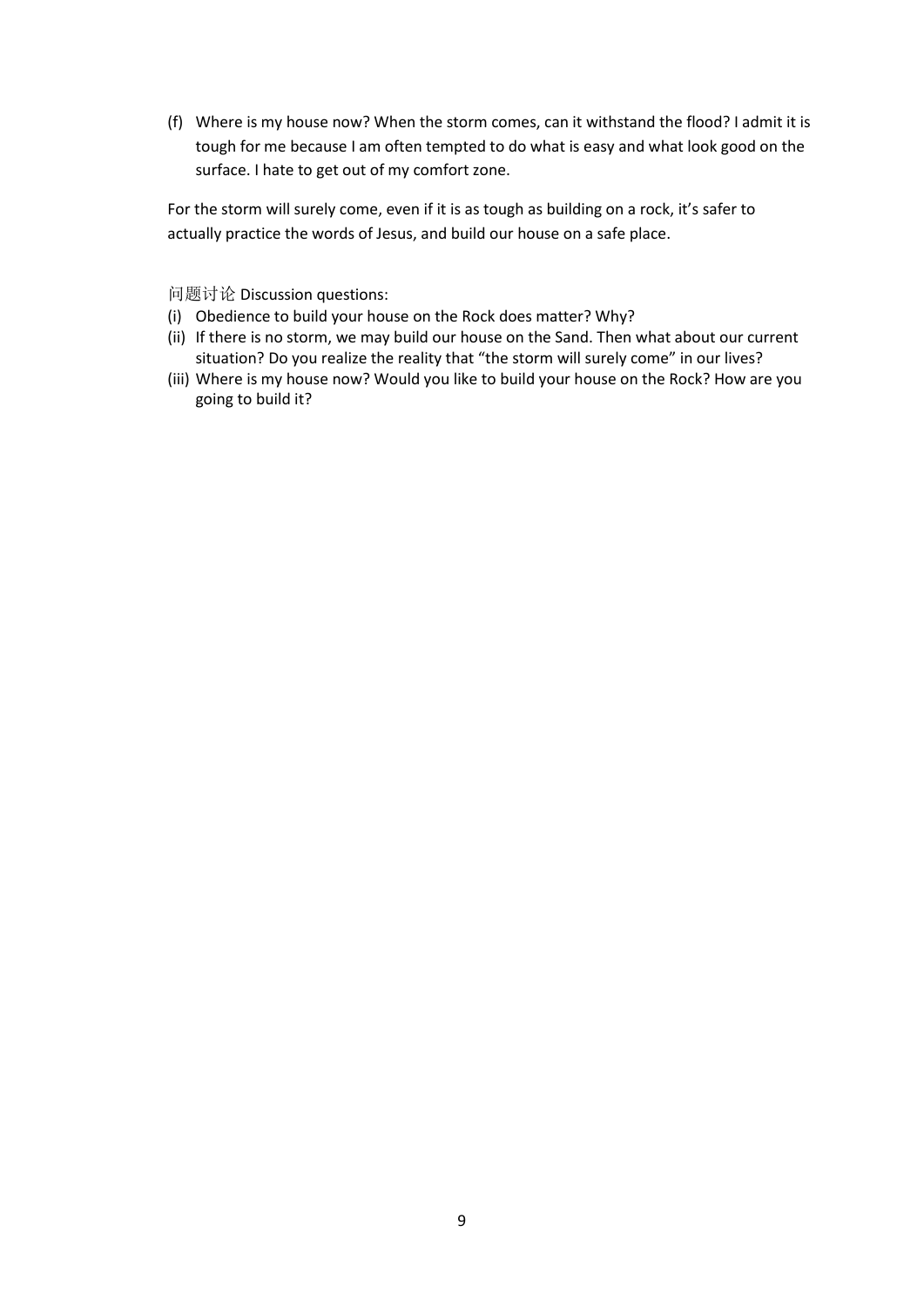(f) Where is my house now? When the storm comes, can it withstand the flood? I admit it is tough for me because I am often tempted to do what is easy and what look good on the surface. I hate to get out of my comfort zone.

For the storm will surely come, even if it is as tough as building on a rock, it's safer to actually practice the words of Jesus, and build our house on a safe place.

问题讨论 Discussion questions:

(i) Obedience to build your house on the Rock does matter? Why?
(ii) If there is no storm, we may build our house on the Sand. Then what about our current situation? Do you realize the reality that "the storm will surely come" in our lives?
(iii) Where is my house now? Would you like to build your house on the Rock? How are you going to build it?